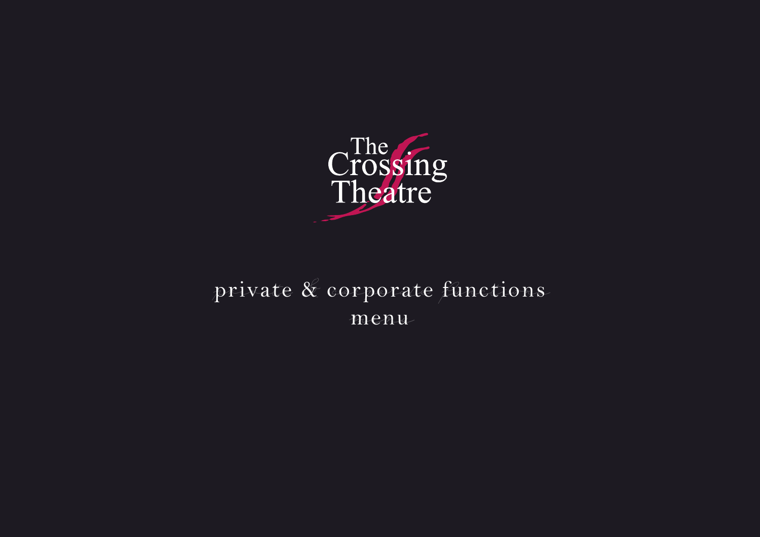# The Crossing Theatre

## private & corporate functions menu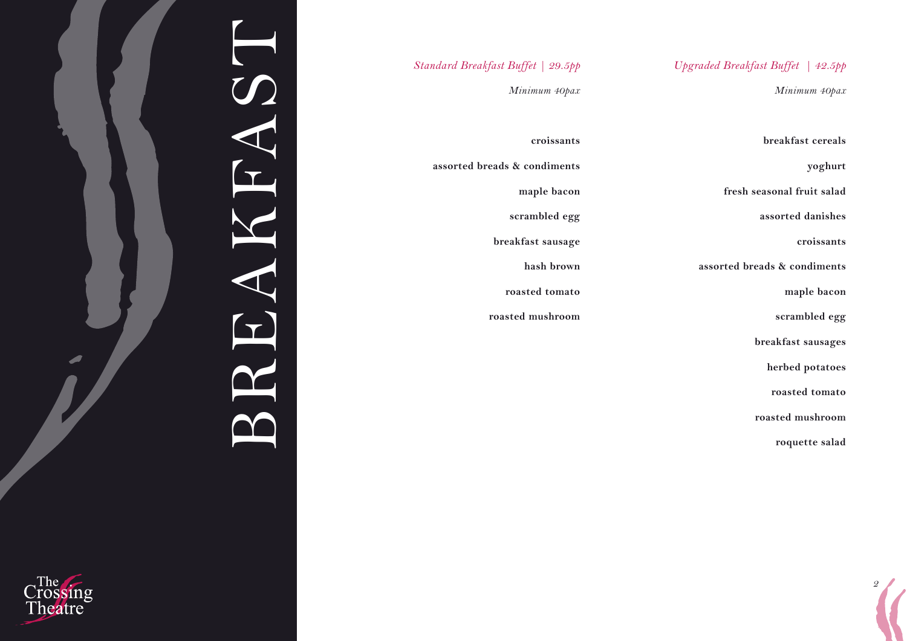# BREAKFAST

## *Standard Breakfast Buffet | 29.5pp*

*Minimum 40pax*

**croissants**

**assorted breads & condiments**

**maple bacon**

**scrambled egg**

**breakfast sausage**

**hash brown**

**roasted tomato**

**roasted mushroom**

## *Upgraded Breakfast Buffet | 42.5pp*

*Minimum 40pax*

**breakfast cereals**

**yoghurt**

**fresh seasonal fruit salad**

**assorted danishes**

**croissants**

**assorted breads & condiments**

**maple bacon**

**scrambled egg**

**breakfast sausages**

**herbed potatoes**

**roasted tomato**

**roasted mushroom**

**roquette salad**

The Crossing Theatre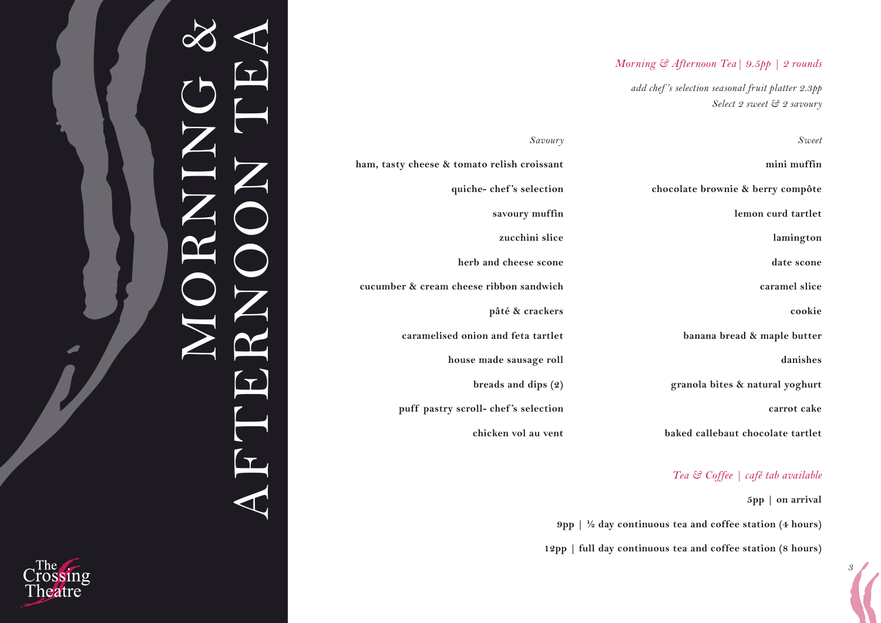# MORNING & AFTERNOON TEA

*Morning & Afternoon Tea | 9.5pp | 2 rounds*

*add chef's selection seasonal fruit platter 2.3pp*
*Select 2 sweet & 2 savoury*

## *Savoury*

**ham, tasty cheese & tomato relish croissant**

**quiche- chef's selection**

**savoury muffin**

**zucchini slice**

**herb and cheese scone**

**cucumber & cream cheese ribbon sandwich**

**pâté & crackers**

**caramelised onion and feta tartlet**

**house made sausage roll**

**breads and dips (2)**

**puff pastry scroll- chef's selection**

**chicken vol au vent**

## *Sweet*

**mini muffin**

**chocolate brownie & berry compôte**

**lemon curd tartlet**

**lamington**

**date scone**

**caramel slice**

**cookie**

**banana bread & maple butter**

**danishes**

**granola bites & natural yoghurt**

**carrot cake**

**baked callebaut chocolate tartlet**

## *Tea & Coffee | café tab available*

**5pp | on arrival**

**9pp | ½ day continuous tea and coffee station (4 hours)**

**12pp | full day continuous tea and coffee station (8 hours)**

The Crossing Theatre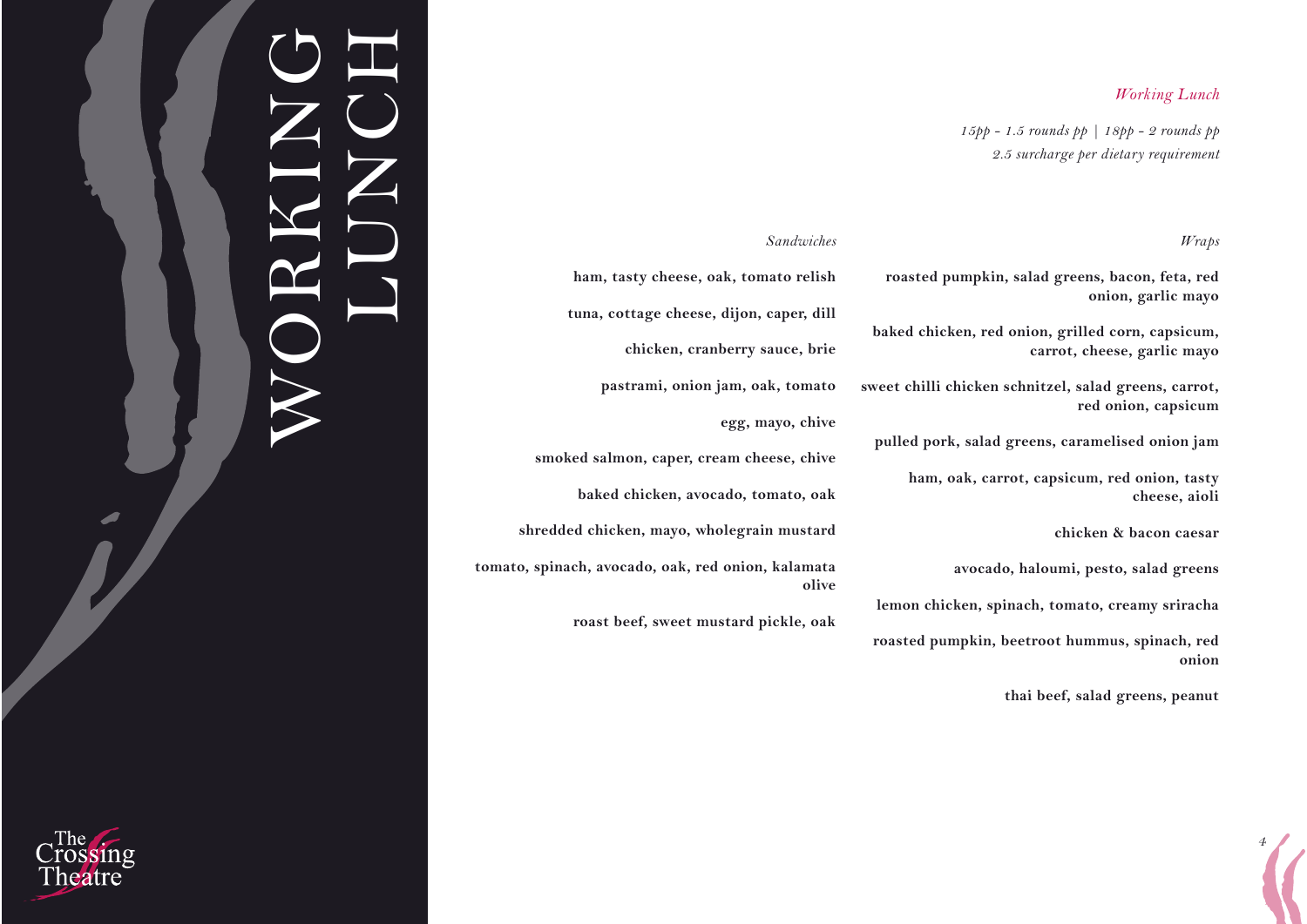# WORKING LUNCH

*Working Lunch*

*15pp - 1.5 rounds pp | 18pp - 2 rounds pp*
*2.5 surcharge per dietary requirement*

## *Sandwiches*

**ham, tasty cheese, oak, tomato relish**

**tuna, cottage cheese, dijon, caper, dill**

**chicken, cranberry sauce, brie**

**pastrami, onion jam, oak, tomato**

**egg, mayo, chive**

**smoked salmon, caper, cream cheese, chive**

**baked chicken, avocado, tomato, oak**

**shredded chicken, mayo, wholegrain mustard**

**tomato, spinach, avocado, oak, red onion, kalamata olive**

**roast beef, sweet mustard pickle, oak**

## *Wraps*

**roasted pumpkin, salad greens, bacon, feta, red onion, garlic mayo**

**baked chicken, red onion, grilled corn, capsicum, carrot, cheese, garlic mayo**

**sweet chilli chicken schnitzel, salad greens, carrot, red onion, capsicum**

**pulled pork, salad greens, caramelised onion jam**

**ham, oak, carrot, capsicum, red onion, tasty cheese, aioli**

**chicken & bacon caesar**

**avocado, haloumi, pesto, salad greens**

**lemon chicken, spinach, tomato, creamy sriracha**

**roasted pumpkin, beetroot hummus, spinach, red onion**

**thai beef, salad greens, peanut**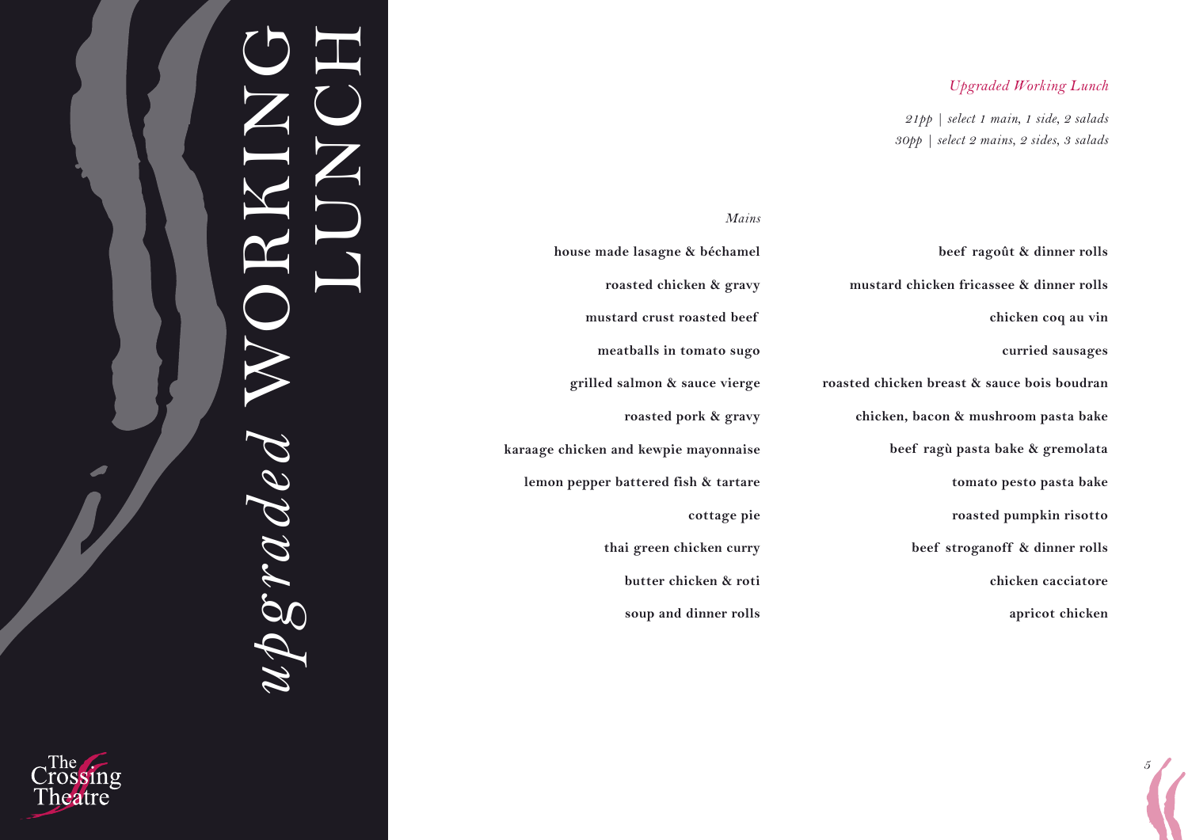# *upgraded* WORKING LUNCH

*Upgraded Working Lunch*

*21pp | select 1 main, 1 side, 2 salads*
*30pp | select 2 mains, 2 sides, 3 salads*

*Mains*

**house made lasagne & béchamel**

**roasted chicken & gravy**

**mustard crust roasted beef**

**meatballs in tomato sugo**

**grilled salmon & sauce vierge**

**roasted pork & gravy**

**karaage chicken and kewpie mayonnaise**

**lemon pepper battered fish & tartare**

**cottage pie**

**thai green chicken curry**

**butter chicken & roti**

**soup and dinner rolls**

**beef ragoût & dinner rolls**

**mustard chicken fricassee & dinner rolls**

**chicken coq au vin**

**curried sausages**

**roasted chicken breast & sauce bois boudran**

**chicken, bacon & mushroom pasta bake**

**beef ragù pasta bake & gremolata**

**tomato pesto pasta bake**

**roasted pumpkin risotto**

**beef stroganoff & dinner rolls**

**chicken cacciatore**

**apricot chicken**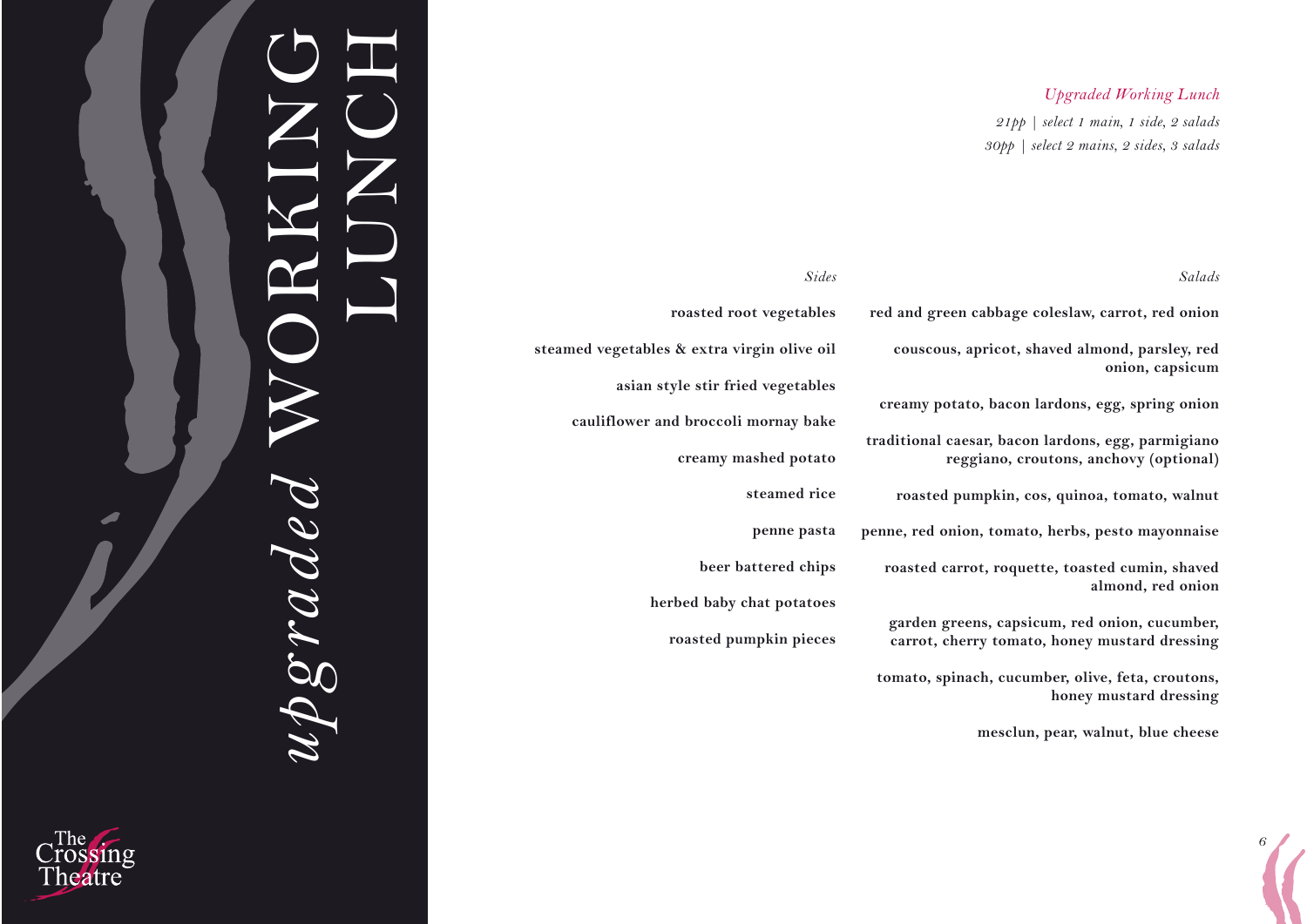# *upgraded* WORKING LUNCH

*Upgraded Working Lunch*

*21pp | select 1 main, 1 side, 2 salads*
*30pp | select 2 mains, 2 sides, 3 salads*

### *Sides*

**roasted root vegetables**

**steamed vegetables & extra virgin olive oil**

**asian style stir fried vegetables**

**cauliflower and broccoli mornay bake**

**creamy mashed potato**

**steamed rice**

**penne pasta**

**beer battered chips**

**herbed baby chat potatoes**

**roasted pumpkin pieces**

### *Salads*

**red and green cabbage coleslaw, carrot, red onion**

**couscous, apricot, shaved almond, parsley, red onion, capsicum**

**creamy potato, bacon lardons, egg, spring onion**

**traditional caesar, bacon lardons, egg, parmigiano reggiano, croutons, anchovy (optional)**

**roasted pumpkin, cos, quinoa, tomato, walnut**

**penne, red onion, tomato, herbs, pesto mayonnaise**

**roasted carrot, roquette, toasted cumin, shaved almond, red onion**

**garden greens, capsicum, red onion, cucumber, carrot, cherry tomato, honey mustard dressing**

**tomato, spinach, cucumber, olive, feta, croutons, honey mustard dressing**

**mesclun, pear, walnut, blue cheese**

The Crossing Theatre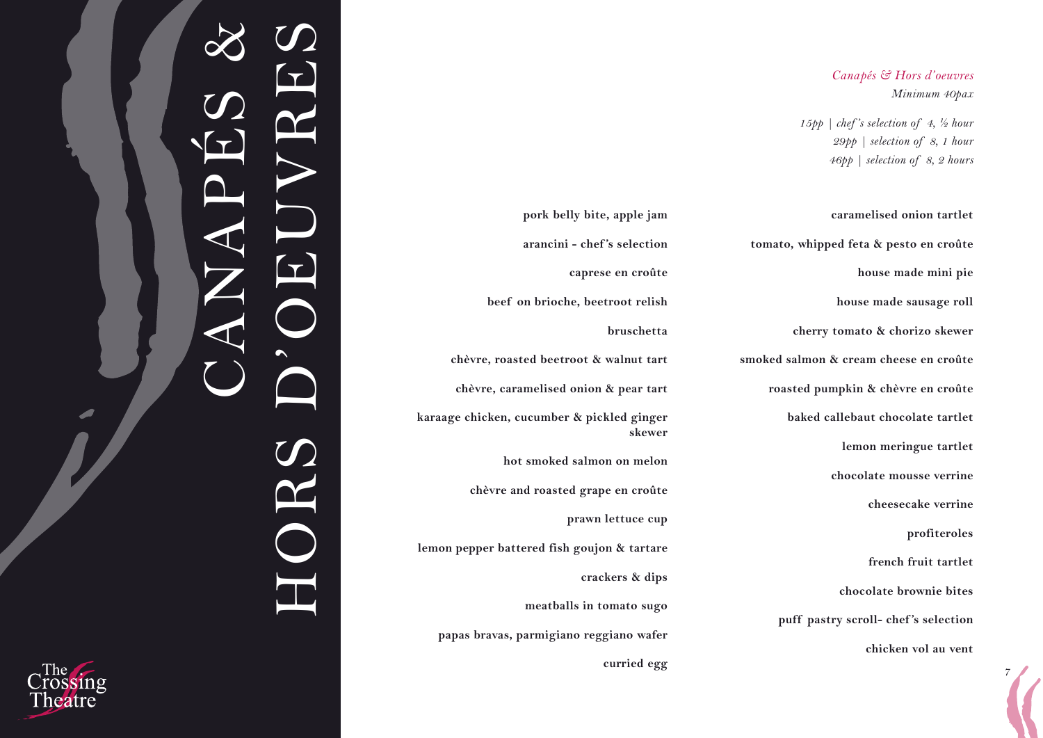# CANAPÉS & HORS D'OEUVRES

*Canapés & Hors d'oeuvres*
*Minimum 40pax*

*15pp | chef's selection of 4, ½ hour*
*29pp | selection of 8, 1 hour*
*46pp | selection of 8, 2 hours*

**pork belly bite, apple jam**

**arancini - chef's selection**

**caprese en croûte**

**beef on brioche, beetroot relish**

**bruschetta**

**chèvre, roasted beetroot & walnut tart**

**chèvre, caramelised onion & pear tart**

**karaage chicken, cucumber & pickled ginger skewer**

**hot smoked salmon on melon**

**chèvre and roasted grape en croûte**

**prawn lettuce cup**

**lemon pepper battered fish goujon & tartare**

**crackers & dips**

**meatballs in tomato sugo**

**papas bravas, parmigiano reggiano wafer**

**curried egg**

**caramelised onion tartlet**

**tomato, whipped feta & pesto en croûte**

**house made mini pie**

**house made sausage roll**

**cherry tomato & chorizo skewer**

**smoked salmon & cream cheese en croûte**

**roasted pumpkin & chèvre en croûte**

**baked callebaut chocolate tartlet**

**lemon meringue tartlet**

**chocolate mousse verrine**

**cheesecake verrine**

**profiteroles**

**french fruit tartlet**

**chocolate brownie bites**

**puff pastry scroll- chef's selection**

**chicken vol au vent**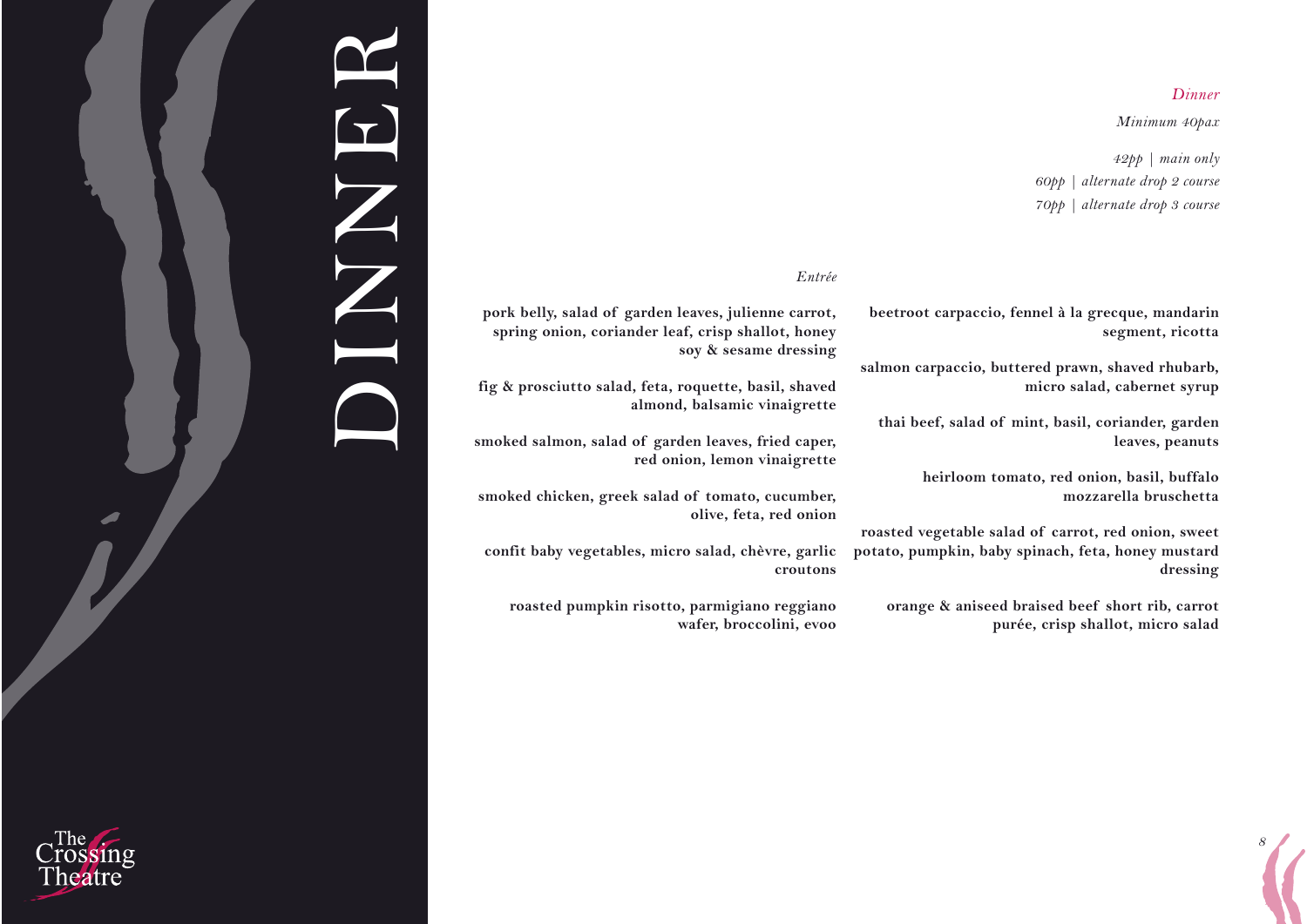# DINNER

*Dinner*

*Minimum 40pax*

*42pp | main only*
*60pp | alternate drop 2 course*
*70pp | alternate drop 3 course*

## *Entrée*

**pork belly, salad of garden leaves, julienne carrot, spring onion, coriander leaf, crisp shallot, honey soy & sesame dressing**

**fig & prosciutto salad, feta, roquette, basil, shaved almond, balsamic vinaigrette**

**smoked salmon, salad of garden leaves, fried caper, red onion, lemon vinaigrette**

**smoked chicken, greek salad of tomato, cucumber, olive, feta, red onion**

**confit baby vegetables, micro salad, chèvre, garlic croutons**

**roasted pumpkin risotto, parmigiano reggiano wafer, broccolini, evoo**

**beetroot carpaccio, fennel à la grecque, mandarin segment, ricotta**

**salmon carpaccio, buttered prawn, shaved rhubarb, micro salad, cabernet syrup**

**thai beef, salad of mint, basil, coriander, garden leaves, peanuts**

**heirloom tomato, red onion, basil, buffalo mozzarella bruschetta**

**roasted vegetable salad of carrot, red onion, sweet potato, pumpkin, baby spinach, feta, honey mustard dressing**

**orange & aniseed braised beef short rib, carrot purée, crisp shallot, micro salad**

The Crossing Theatre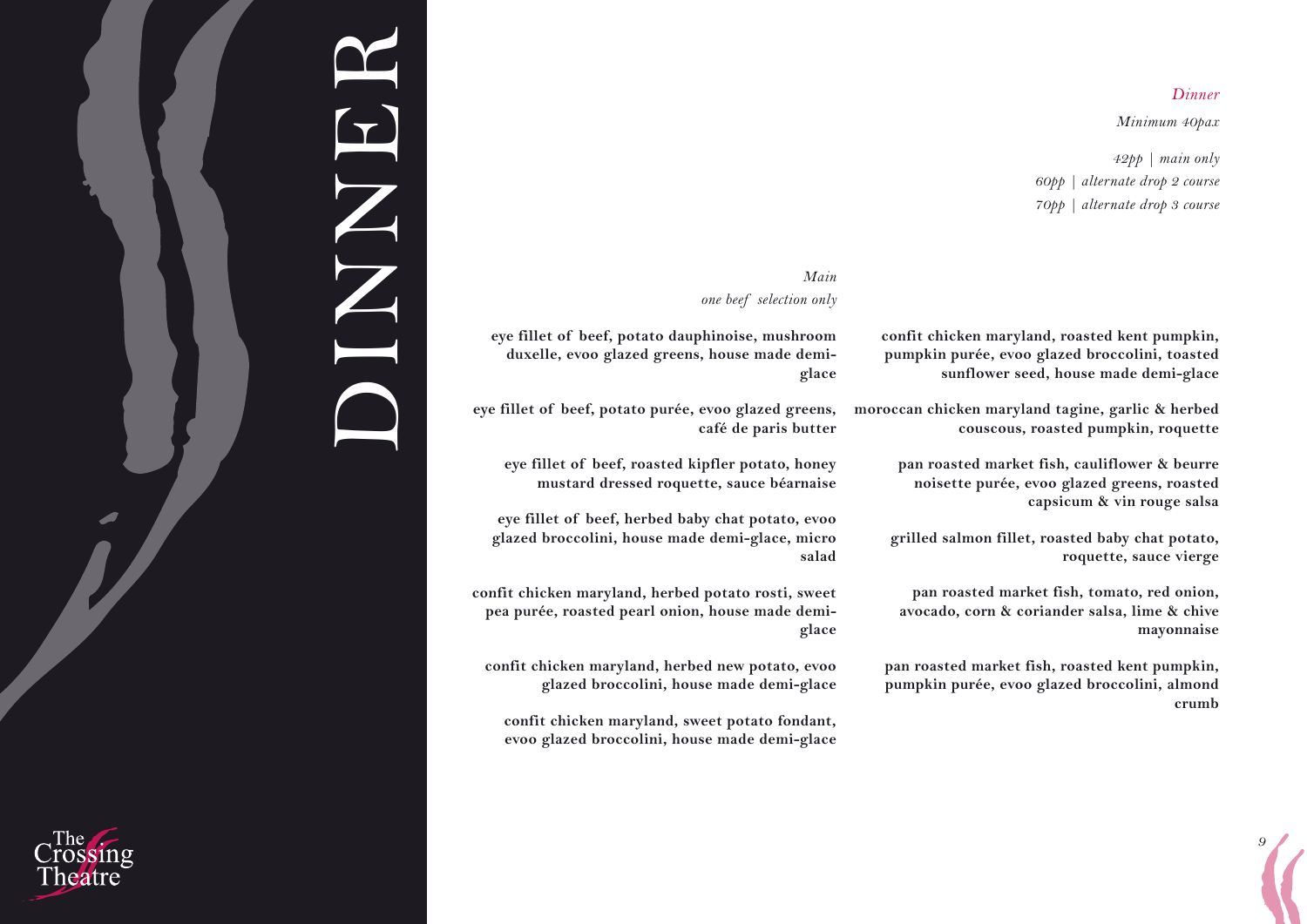# DINNER

*Dinner*

*Minimum 40pax*

*42pp | main only*
*60pp | alternate drop 2 course*
*70pp | alternate drop 3 course*

*Main*
*one beef selection only*

**eye fillet of beef, potato dauphinoise, mushroom duxelle, evoo glazed greens, house made demi-glace**

**eye fillet of beef, potato purée, evoo glazed greens, café de paris butter**

**eye fillet of beef, roasted kipfler potato, honey mustard dressed roquette, sauce béarnaise**

**eye fillet of beef, herbed baby chat potato, evoo glazed broccolini, house made demi-glace, micro salad**

**confit chicken maryland, herbed potato rosti, sweet pea purée, roasted pearl onion, house made demi-glace**

**confit chicken maryland, herbed new potato, evoo glazed broccolini, house made demi-glace**

**confit chicken maryland, sweet potato fondant, evoo glazed broccolini, house made demi-glace**

**confit chicken maryland, roasted kent pumpkin, pumpkin purée, evoo glazed broccolini, toasted sunflower seed, house made demi-glace**

**moroccan chicken maryland tagine, garlic & herbed couscous, roasted pumpkin, roquette**

**pan roasted market fish, cauliflower & beurre noisette purée, evoo glazed greens, roasted capsicum & vin rouge salsa**

**grilled salmon fillet, roasted baby chat potato, roquette, sauce vierge**

**pan roasted market fish, tomato, red onion, avocado, corn & coriander salsa, lime & chive mayonnaise**

**pan roasted market fish, roasted kent pumpkin, pumpkin purée, evoo glazed broccolini, almond crumb**

The Crossing Theatre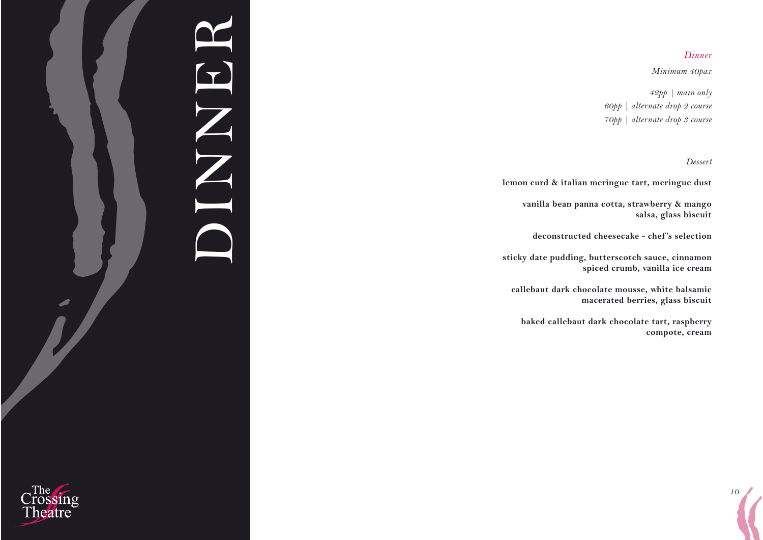# DINNER

*Dinner*

*Minimum 40pax*

*42pp | main only*
*60pp | alternate drop 2 course*
*70pp | alternate drop 3 course*

*Dessert*

**lemon curd & italian meringue tart, meringue dust**

**vanilla bean panna cotta, strawberry & mango salsa, glass biscuit**

**deconstructed cheesecake - chef's selection**

**sticky date pudding, butterscotch sauce, cinnamon spiced crumb, vanilla ice cream**

**callebaut dark chocolate mousse, white balsamic macerated berries, glass biscuit**

**baked callebaut dark chocolate tart, raspberry compote, cream**

The Crossing Theatre